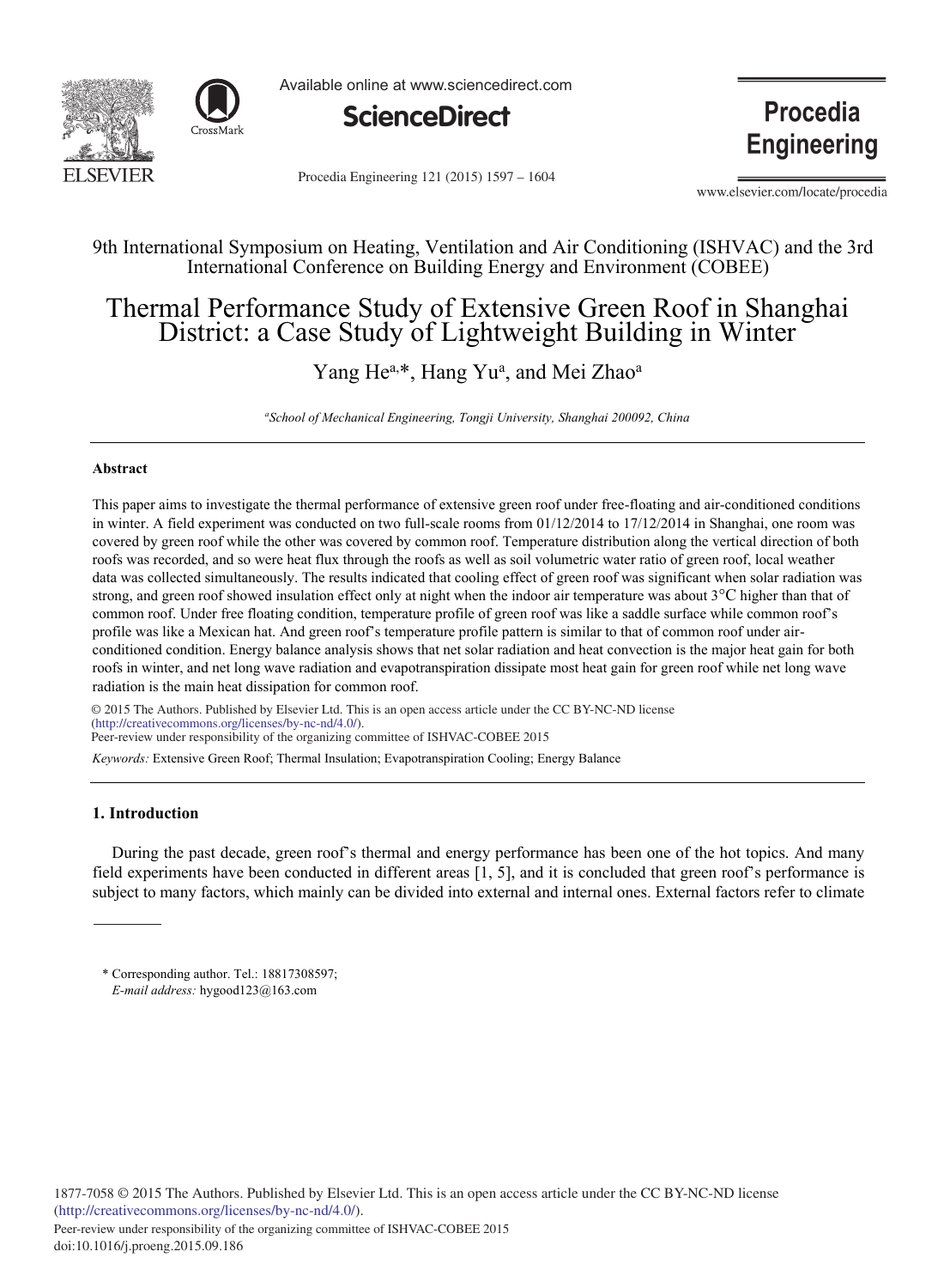9th International Symposium on Heating, Ventilation and Air Conditioning (ISHVAC) and the 3rd International Conference on Building Energy and Environment (COBEE)

# Thermal Performance Study of Extensive Green Roof in Shanghai District: a Case Study of Lightweight Building in Winter

Yang He[a,*], Hang Yu[a], and Mei Zhao[a]

[a]*School of Mechanical Engineering, Tongji University, Shanghai 200092, China*

---

## Abstract

This paper aims to investigate the thermal performance of extensive green roof under free-floating and air-conditioned conditions in winter. A field experiment was conducted on two full-scale rooms from 01/12/2014 to 17/12/2014 in Shanghai, one room was covered by green roof while the other was covered by common roof. Temperature distribution along the vertical direction of both roofs was recorded, and so were heat flux through the roofs as well as soil volumetric water ratio of green roof, local weather data was collected simultaneously. The results indicated that cooling effect of green roof was significant when solar radiation was strong, and green roof showed insulation effect only at night when the indoor air temperature was about 3°C higher than that of common roof. Under free floating condition, temperature profile of green roof was like a saddle surface while common roof's profile was like a Mexican hat. And green roof's temperature profile pattern is similar to that of common roof under air-conditioned condition. Energy balance analysis shows that net solar radiation and heat convection is the major heat gain for both roofs in winter, and net long wave radiation and evapotranspiration dissipate most heat gain for green roof while net long wave radiation is the main heat dissipation for common roof.

© 2015 The Authors. Published by Elsevier Ltd. This is an open access article under the CC BY-NC-ND license (http://creativecommons.org/licenses/by-nc-nd/4.0/).
Peer-review under responsibility of the organizing committee of ISHVAC-COBEE 2015

*Keywords:* Extensive Green Roof; Thermal Insulation; Evapotranspiration Cooling; Energy Balance

---

## 1. Introduction

During the past decade, green roof's thermal and energy performance has been one of the hot topics. And many field experiments have been conducted in different areas [1, 5], and it is concluded that green roof's performance is subject to many factors, which mainly can be divided into external and internal ones. External factors refer to climate

\* Corresponding author. Tel.: 18817308597;
*E-mail address:* hygood123@163.com

1877-7058 © 2015 The Authors. Published by Elsevier Ltd. This is an open access article under the CC BY-NC-ND license (http://creativecommons.org/licenses/by-nc-nd/4.0/).
Peer-review under responsibility of the organizing committee of ISHVAC-COBEE 2015
doi:10.1016/j.proeng.2015.09.186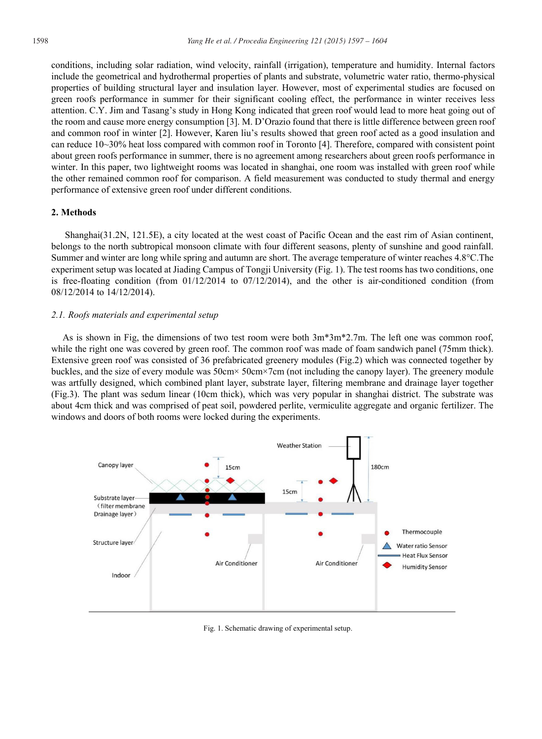conditions, including solar radiation, wind velocity, rainfall (irrigation), temperature and humidity. Internal factors include the geometrical and hydrothermal properties of plants and substrate, volumetric water ratio, thermo-physical properties of building structural layer and insulation layer. However, most of experimental studies are focused on green roofs performance in summer for their significant cooling effect, the performance in winter receives less attention. C.Y. Jim and Tasang's study in Hong Kong indicated that green roof would lead to more heat going out of the room and cause more energy consumption [3]. M. D'Orazio found that there is little difference between green roof and common roof in winter [2]. However, Karen liu's results showed that green roof acted as a good insulation and can reduce 10~30% heat loss compared with common roof in Toronto [4]. Therefore, compared with consistent point about green roofs performance in summer, there is no agreement among researchers about green roofs performance in winter. In this paper, two lightweight rooms was located in shanghai, one room was installed with green roof while the other remained common roof for comparison. A field measurement was conducted to study thermal and energy performance of extensive green roof under different conditions.

## 2. Methods

Shanghai(31.2N, 121.5E), a city located at the west coast of Pacific Ocean and the east rim of Asian continent, belongs to the north subtropical monsoon climate with four different seasons, plenty of sunshine and good rainfall. Summer and winter are long while spring and autumn are short. The average temperature of winter reaches 4.8°C.The experiment setup was located at Jiading Campus of Tongji University (Fig. 1). The test rooms has two conditions, one is free-floating condition (from 01/12/2014 to 07/12/2014), and the other is air-conditioned condition (from 08/12/2014 to 14/12/2014).

### *2.1. Roofs materials and experimental setup*

As is shown in Fig, the dimensions of two test room were both 3m*3m*2.7m. The left one was common roof, while the right one was covered by green roof. The common roof was made of foam sandwich panel (75mm thick). Extensive green roof was consisted of 36 prefabricated greenery modules (Fig.2) which was connected together by buckles, and the size of every module was 50cm× 50cm×7cm (not including the canopy layer). The greenery module was artfully designed, which combined plant layer, substrate layer, filtering membrane and drainage layer together (Fig.3). The plant was sedum linear (10cm thick), which was very popular in shanghai district. The substrate was about 4cm thick and was comprised of peat soil, powdered perlite, vermiculite aggregate and organic fertilizer. The windows and doors of both rooms were locked during the experiments.

Fig. 1. Schematic drawing of experimental setup.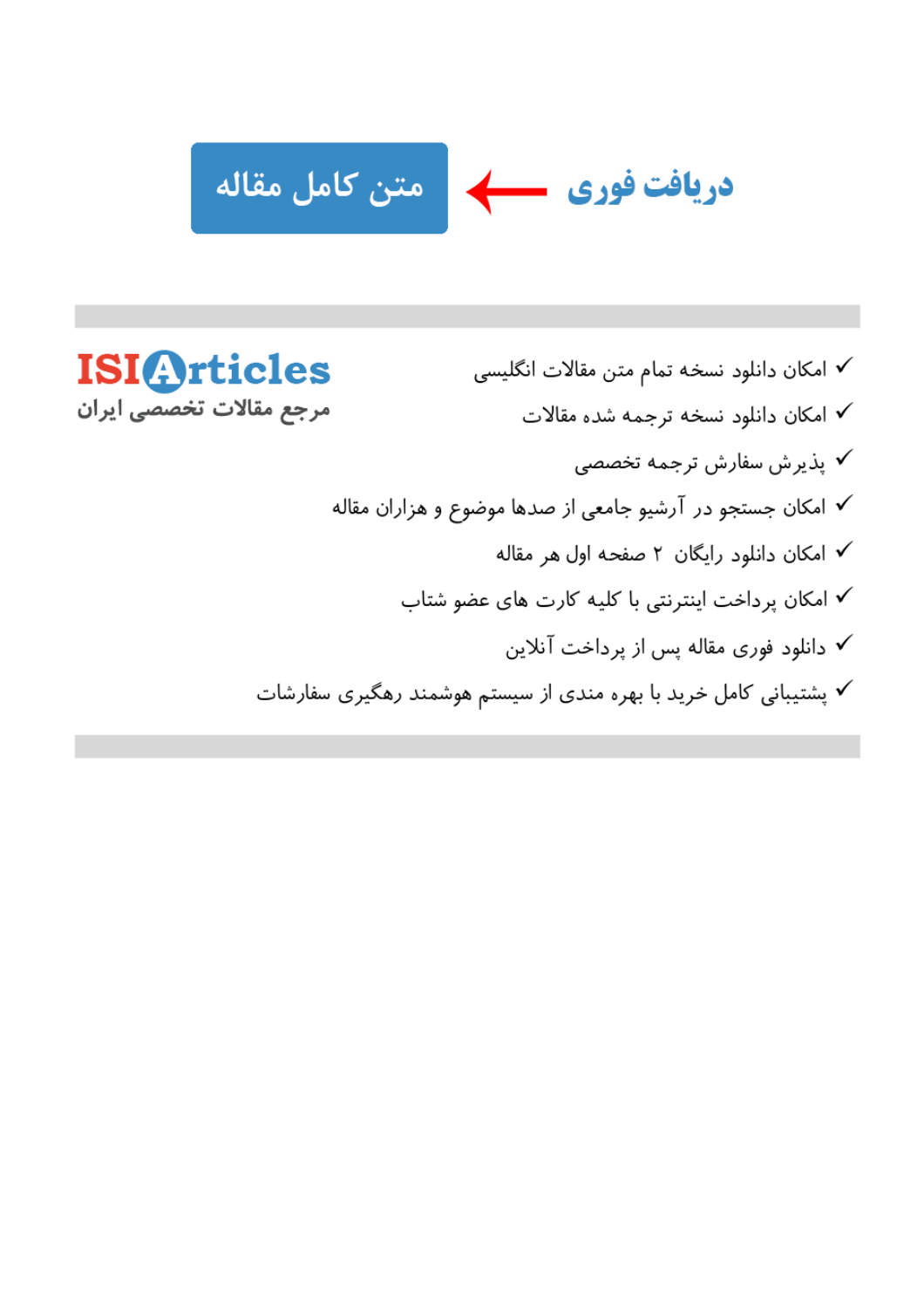دریافت فوری ← متن کامل مقاله

**ISIArticles**
مرجع مقالات تخصصی ایران

- ✓ امکان دانلود نسخه تمام متن مقالات انگلیسی
- ✓ امکان دانلود نسخه ترجمه شده مقالات
- ✓ پذیرش سفارش ترجمه تخصصی
- ✓ امکان جستجو در آرشیو جامعی از صدها موضوع و هزاران مقاله
- ✓ امکان دانلود رایگان ۲ صفحه اول هر مقاله
- ✓ امکان پرداخت اینترنتی با کلیه کارت های عضو شتاب
- ✓ دانلود فوری مقاله پس از پرداخت آنلاین
- ✓ پشتیبانی کامل خرید با بهره مندی از سیستم هوشمند رهگیری سفارشات